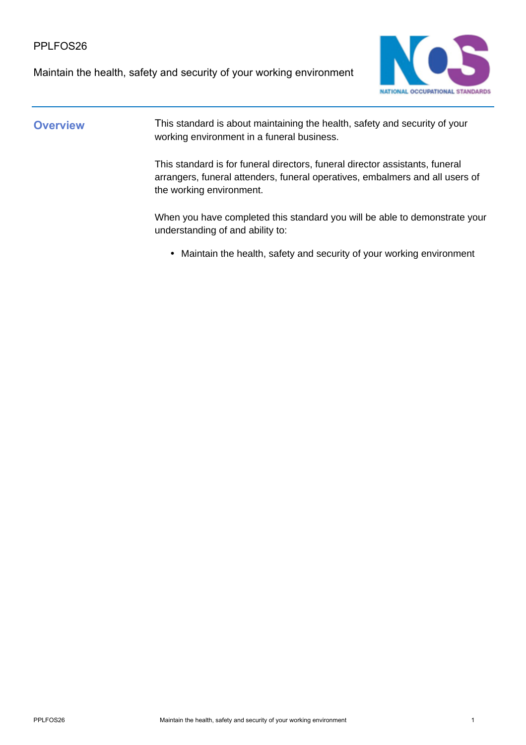PPLFOS26

# Maintain the health, safety and security of your working environment

## Overview

This standard is about maintaining the health, safety and security of your working environment in a funeral business.

This standard is for funeral directors, funeral director assistants, funeral arrangers, funeral attenders, funeral operatives, embalmers and all users of the working environment.

When you have completed this standard you will be able to demonstrate your understanding of and ability to:

- Maintain the health, safety and security of your working environment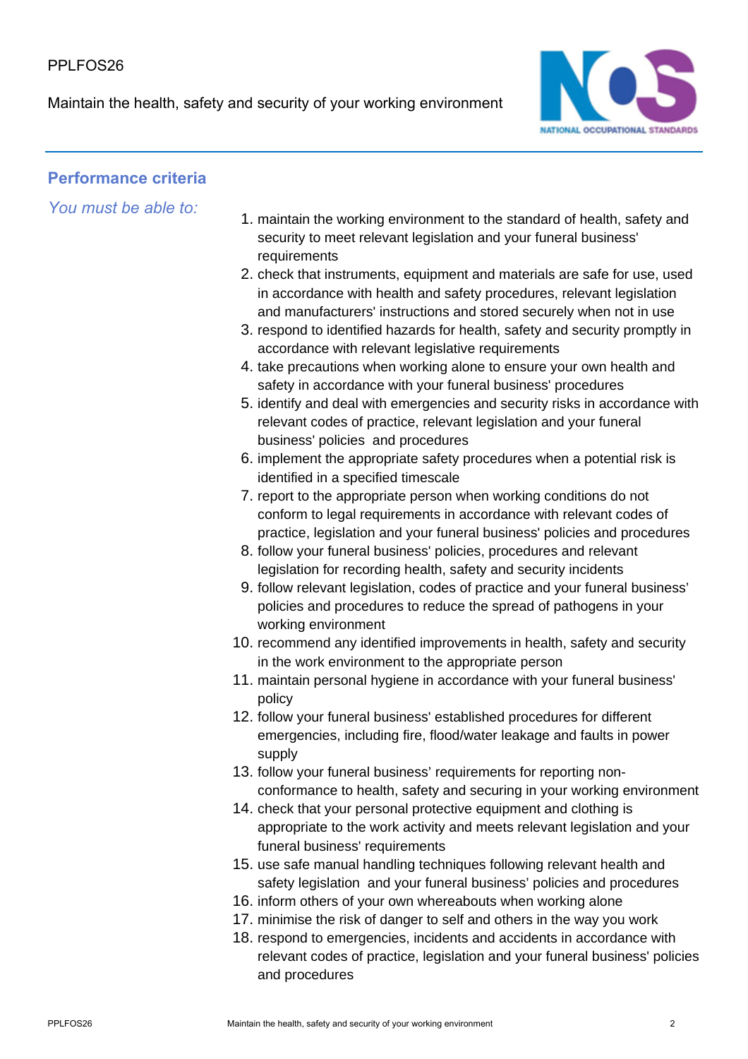PPLFOS26

Maintain the health, safety and security of your working environment

## Performance criteria

*You must be able to:*

1. maintain the working environment to the standard of health, safety and security to meet relevant legislation and your funeral business' requirements
2. check that instruments, equipment and materials are safe for use, used in accordance with health and safety procedures, relevant legislation and manufacturers' instructions and stored securely when not in use
3. respond to identified hazards for health, safety and security promptly in accordance with relevant legislative requirements
4. take precautions when working alone to ensure your own health and safety in accordance with your funeral business' procedures
5. identify and deal with emergencies and security risks in accordance with relevant codes of practice, relevant legislation and your funeral business' policies and procedures
6. implement the appropriate safety procedures when a potential risk is identified in a specified timescale
7. report to the appropriate person when working conditions do not conform to legal requirements in accordance with relevant codes of practice, legislation and your funeral business' policies and procedures
8. follow your funeral business' policies, procedures and relevant legislation for recording health, safety and security incidents
9. follow relevant legislation, codes of practice and your funeral business' policies and procedures to reduce the spread of pathogens in your working environment
10. recommend any identified improvements in health, safety and security in the work environment to the appropriate person
11. maintain personal hygiene in accordance with your funeral business' policy
12. follow your funeral business' established procedures for different emergencies, including fire, flood/water leakage and faults in power supply
13. follow your funeral business' requirements for reporting non-conformance to health, safety and securing in your working environment
14. check that your personal protective equipment and clothing is appropriate to the work activity and meets relevant legislation and your funeral business' requirements
15. use safe manual handling techniques following relevant health and safety legislation and your funeral business' policies and procedures
16. inform others of your own whereabouts when working alone
17. minimise the risk of danger to self and others in the way you work
18. respond to emergencies, incidents and accidents in accordance with relevant codes of practice, legislation and your funeral business' policies and procedures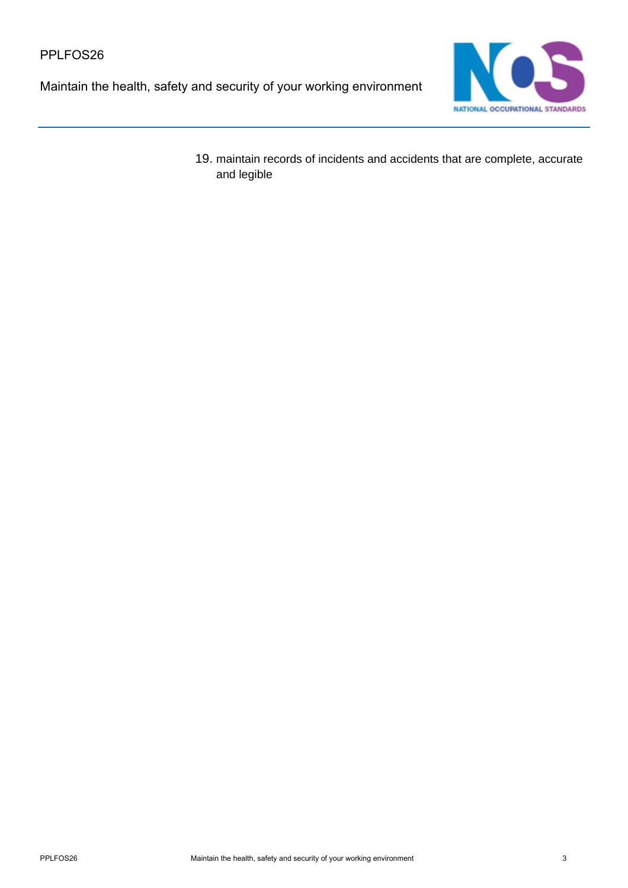19. maintain records of incidents and accidents that are complete, accurate and legible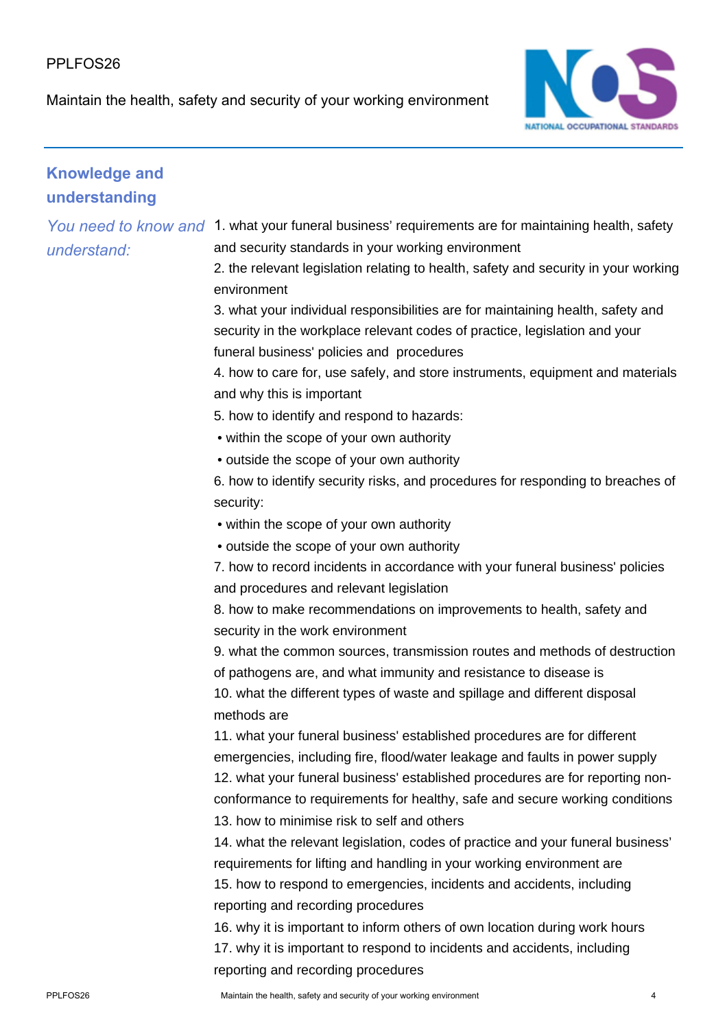## Knowledge and understanding

*You need to know and understand:*

1. what your funeral business' requirements are for maintaining health, safety and security standards in your working environment
2. the relevant legislation relating to health, safety and security in your working environment
3. what your individual responsibilities are for maintaining health, safety and security in the workplace relevant codes of practice, legislation and your funeral business' policies and procedures
4. how to care for, use safely, and store instruments, equipment and materials and why this is important
5. how to identify and respond to hazards:
   - within the scope of your own authority
   - outside the scope of your own authority
6. how to identify security risks, and procedures for responding to breaches of security:
   - within the scope of your own authority
   - outside the scope of your own authority
7. how to record incidents in accordance with your funeral business' policies and procedures and relevant legislation
8. how to make recommendations on improvements to health, safety and security in the work environment
9. what the common sources, transmission routes and methods of destruction of pathogens are, and what immunity and resistance to disease is
10. what the different types of waste and spillage and different disposal methods are
11. what your funeral business' established procedures are for different emergencies, including fire, flood/water leakage and faults in power supply
12. what your funeral business' established procedures are for reporting non-conformance to requirements for healthy, safe and secure working conditions
13. how to minimise risk to self and others
14. what the relevant legislation, codes of practice and your funeral business' requirements for lifting and handling in your working environment are
15. how to respond to emergencies, incidents and accidents, including reporting and recording procedures
16. why it is important to inform others of own location during work hours
17. why it is important to respond to incidents and accidents, including reporting and recording procedures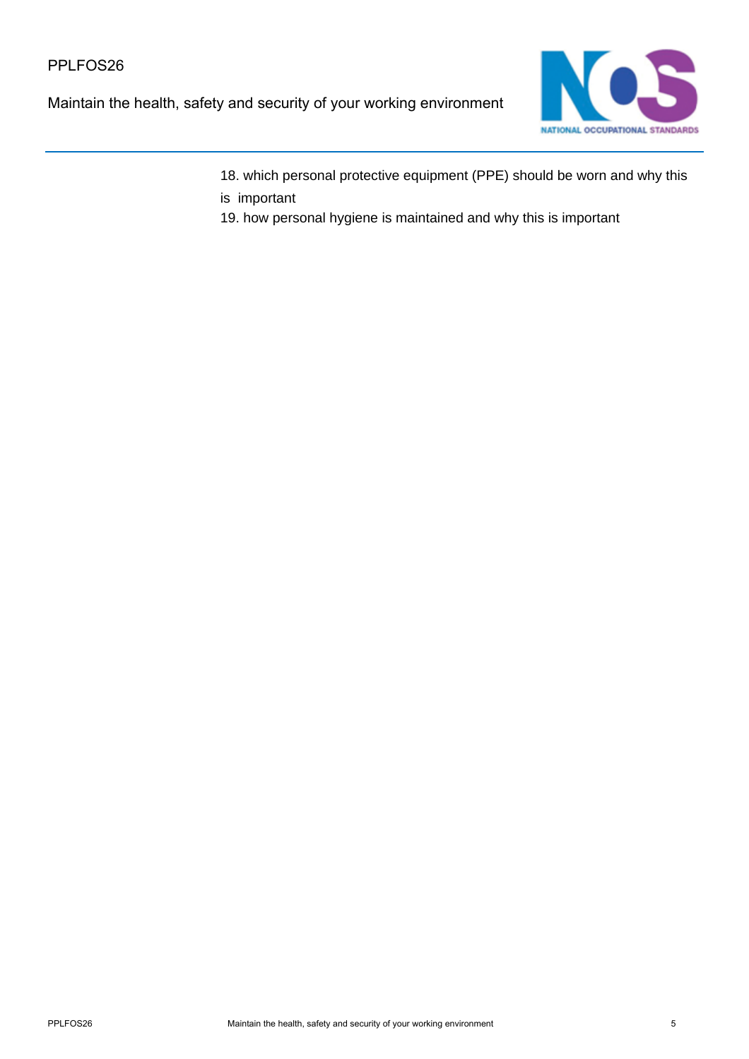18. which personal protective equipment (PPE) should be worn and why this is important
19. how personal hygiene is maintained and why this is important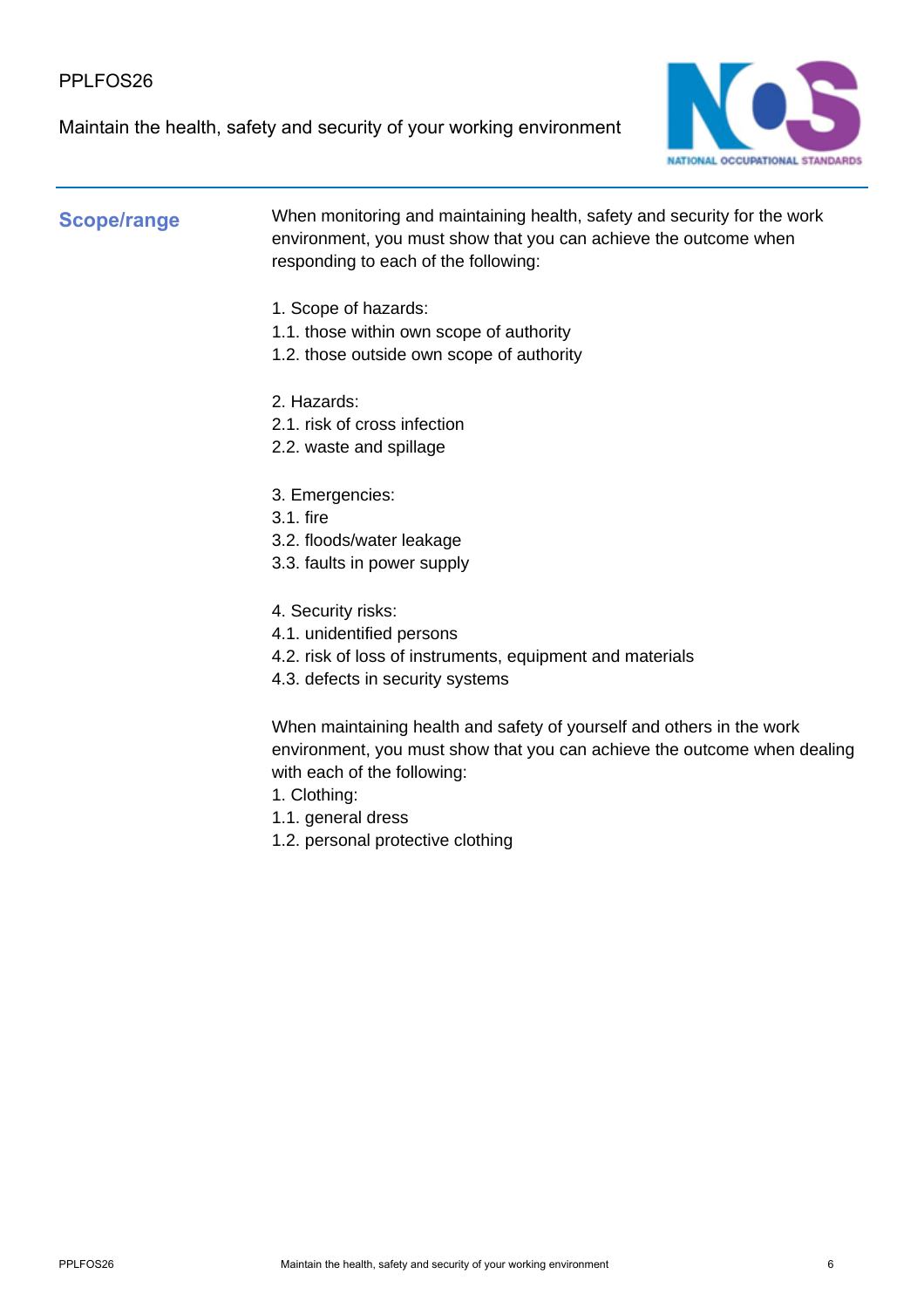## Scope/range

When monitoring and maintaining health, safety and security for the work environment, you must show that you can achieve the outcome when responding to each of the following:

1. Scope of hazards:
1.1. those within own scope of authority
1.2. those outside own scope of authority

2. Hazards:
2.1. risk of cross infection
2.2. waste and spillage

3. Emergencies:
3.1. fire
3.2. floods/water leakage
3.3. faults in power supply

4. Security risks:
4.1. unidentified persons
4.2. risk of loss of instruments, equipment and materials
4.3. defects in security systems

When maintaining health and safety of yourself and others in the work environment, you must show that you can achieve the outcome when dealing with each of the following:
1. Clothing:
1.1. general dress
1.2. personal protective clothing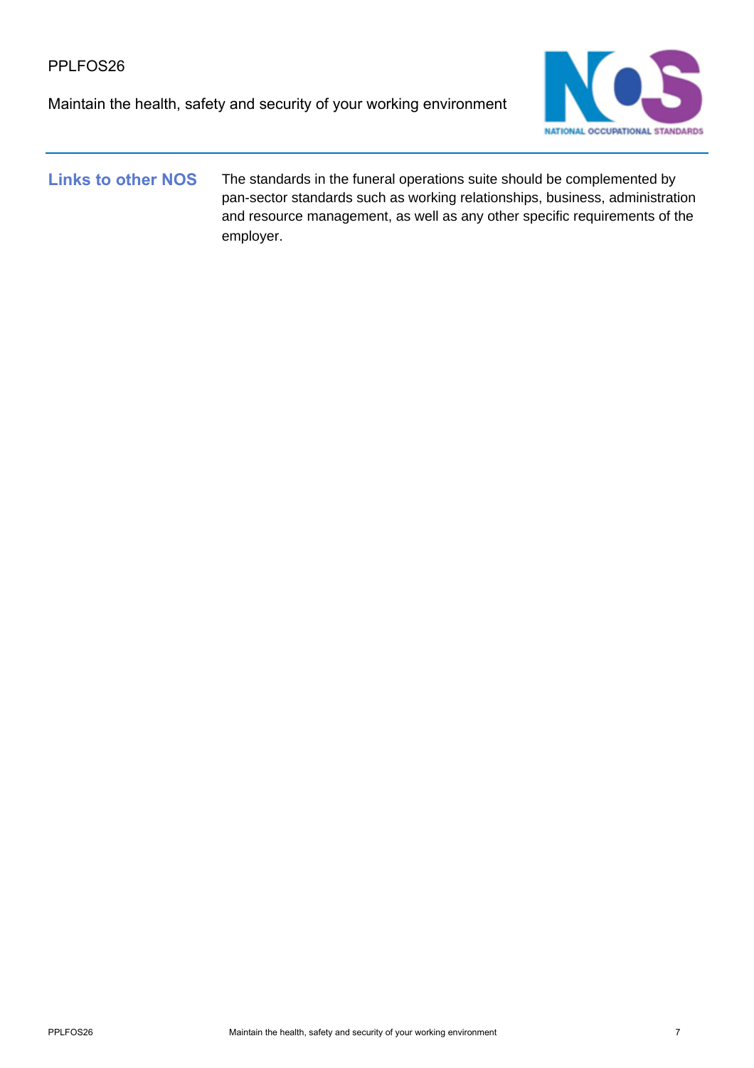## Links to other NOS

The standards in the funeral operations suite should be complemented by pan-sector standards such as working relationships, business, administration and resource management, as well as any other specific requirements of the employer.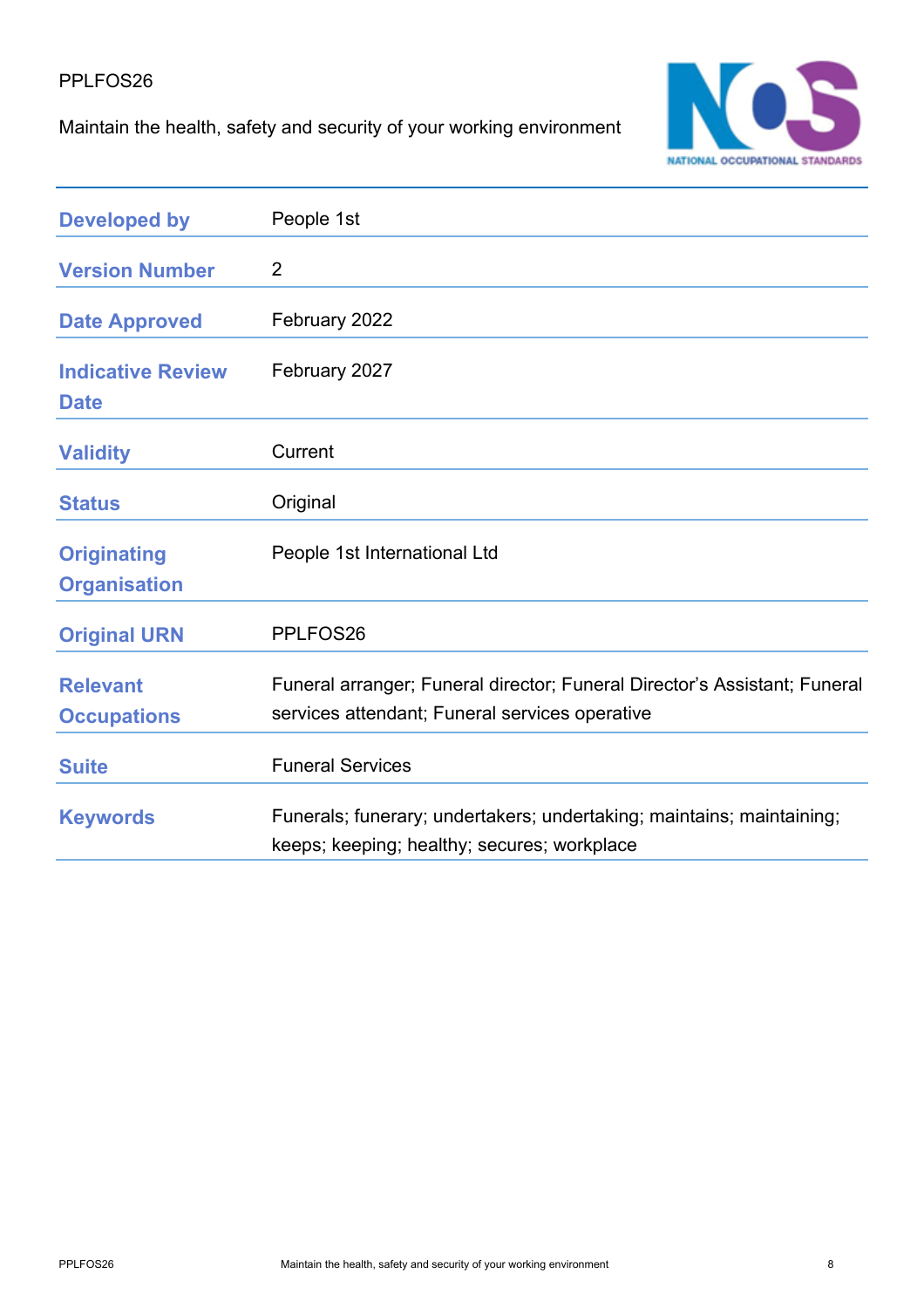PPLFOS26

Maintain the health, safety and security of your working environment

| | |
|---|---|
| **Developed by** | People 1st |
| **Version Number** | 2 |
| **Date Approved** | February 2022 |
| **Indicative Review Date** | February 2027 |
| **Validity** | Current |
| **Status** | Original |
| **Originating Organisation** | People 1st International Ltd |
| **Original URN** | PPLFOS26 |
| **Relevant Occupations** | Funeral arranger; Funeral director; Funeral Director's Assistant; Funeral services attendant; Funeral services operative |
| **Suite** | Funeral Services |
| **Keywords** | Funerals; funerary; undertakers; undertaking; maintains; maintaining; keeps; keeping; healthy; secures; workplace |